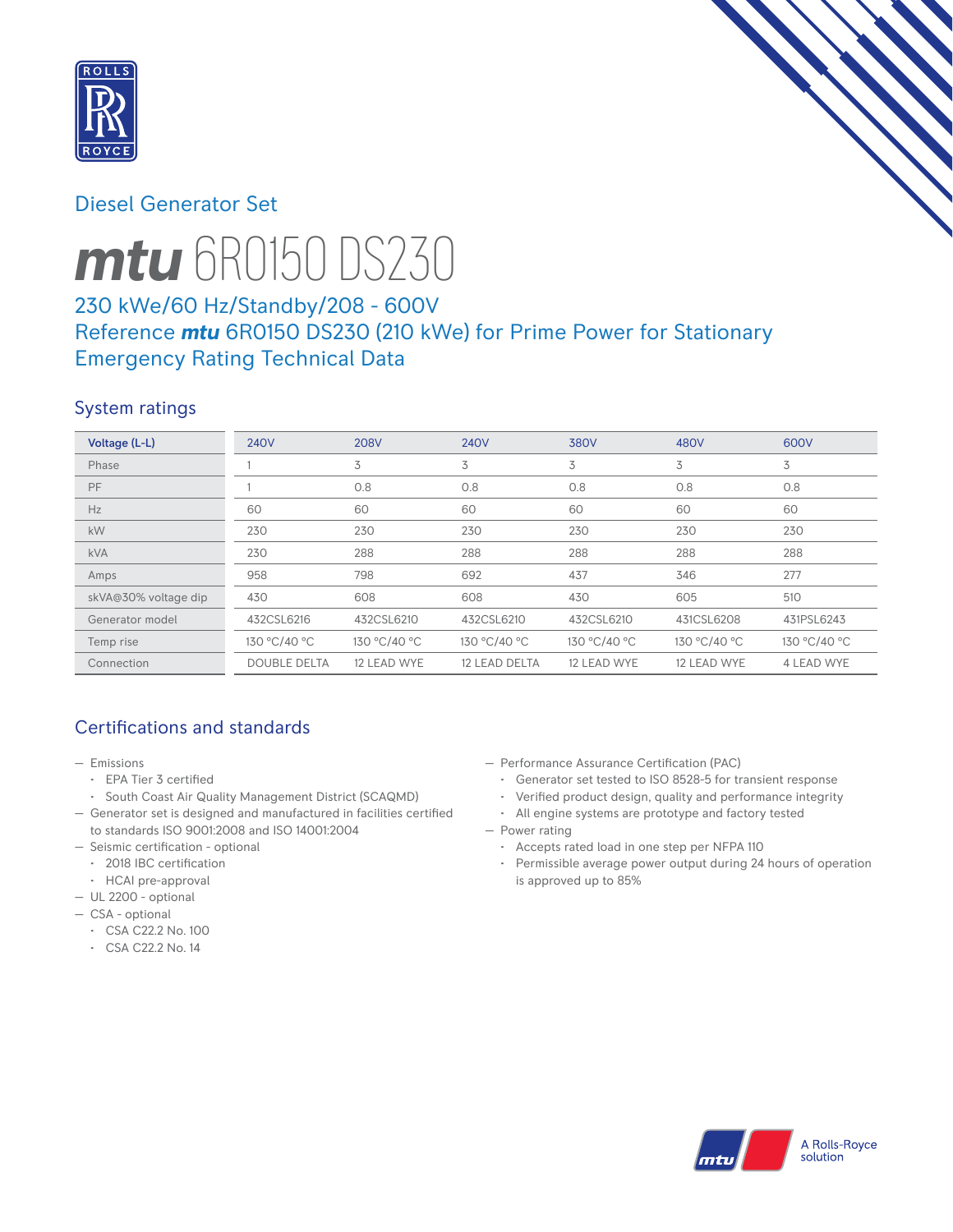Diesel Generator Set

# ***mtu*** 6R0150 DS230

## 230 kWe/60 Hz/Standby/208 - 600V
## Reference ***mtu*** 6R0150 DS230 (210 kWe) for Prime Power for Stationary Emergency Rating Technical Data

### System ratings

| Voltage (L-L) | 240V | 208V | 240V | 380V | 480V | 600V |
|---|---|---|---|---|---|---|
| Phase | 1 | 3 | 3 | 3 | 3 | 3 |
| PF | 1 | 0.8 | 0.8 | 0.8 | 0.8 | 0.8 |
| Hz | 60 | 60 | 60 | 60 | 60 | 60 |
| kW | 230 | 230 | 230 | 230 | 230 | 230 |
| kVA | 230 | 288 | 288 | 288 | 288 | 288 |
| Amps | 958 | 798 | 692 | 437 | 346 | 277 |
| skVA@30% voltage dip | 430 | 608 | 608 | 430 | 605 | 510 |
| Generator model | 432CSL6216 | 432CSL6210 | 432CSL6210 | 432CSL6210 | 431CSL6208 | 431PSL6243 |
| Temp rise | 130 °C/40 °C | 130 °C/40 °C | 130 °C/40 °C | 130 °C/40 °C | 130 °C/40 °C | 130 °C/40 °C |
| Connection | DOUBLE DELTA | 12 LEAD WYE | 12 LEAD DELTA | 12 LEAD WYE | 12 LEAD WYE | 4 LEAD WYE |

### Certifications and standards

- Emissions
  - EPA Tier 3 certified
  - South Coast Air Quality Management District (SCAQMD)
- Generator set is designed and manufactured in facilities certified to standards ISO 9001:2008 and ISO 14001:2004
- Seismic certification - optional
  - 2018 IBC certification
  - HCAI pre-approval
- UL 2200 - optional
- CSA - optional
  - CSA C22.2 No. 100
  - CSA C22.2 No. 14
- Performance Assurance Certification (PAC)
  - Generator set tested to ISO 8528-5 for transient response
  - Verified product design, quality and performance integrity
  - All engine systems are prototype and factory tested
- Power rating
  - Accepts rated load in one step per NFPA 110
  - Permissible average power output during 24 hours of operation is approved up to 85%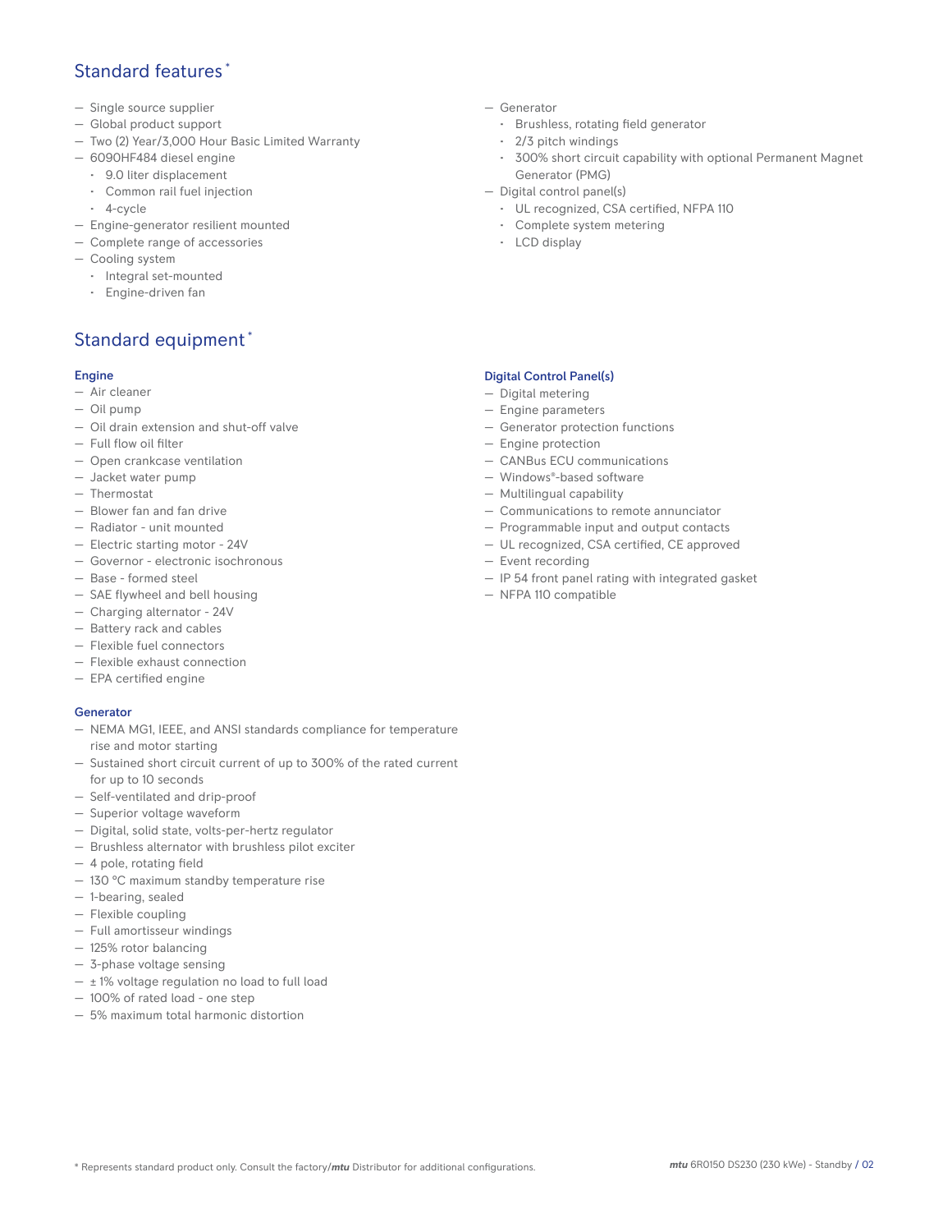## Standard features *

- Single source supplier
- Global product support
- Two (2) Year/3,000 Hour Basic Limited Warranty
- 6090HF484 diesel engine
  - 9.0 liter displacement
  - Common rail fuel injection
  - 4-cycle
- Engine-generator resilient mounted
- Complete range of accessories
- Cooling system
  - Integral set-mounted
  - Engine-driven fan
- Generator
  - Brushless, rotating field generator
  - 2/3 pitch windings
  - 300% short circuit capability with optional Permanent Magnet Generator (PMG)
- Digital control panel(s)
  - UL recognized, CSA certified, NFPA 110
  - Complete system metering
  - LCD display

## Standard equipment *

### Engine

- Air cleaner
- Oil pump
- Oil drain extension and shut-off valve
- Full flow oil filter
- Open crankcase ventilation
- Jacket water pump
- Thermostat
- Blower fan and fan drive
- Radiator - unit mounted
- Electric starting motor - 24V
- Governor - electronic isochronous
- Base - formed steel
- SAE flywheel and bell housing
- Charging alternator - 24V
- Battery rack and cables
- Flexible fuel connectors
- Flexible exhaust connection
- EPA certified engine

### Generator

- NEMA MG1, IEEE, and ANSI standards compliance for temperature rise and motor starting
- Sustained short circuit current of up to 300% of the rated current for up to 10 seconds
- Self-ventilated and drip-proof
- Superior voltage waveform
- Digital, solid state, volts-per-hertz regulator
- Brushless alternator with brushless pilot exciter
- 4 pole, rotating field
- 130 °C maximum standby temperature rise
- 1-bearing, sealed
- Flexible coupling
- Full amortisseur windings
- 125% rotor balancing
- 3-phase voltage sensing
- ± 1% voltage regulation no load to full load
- 100% of rated load - one step
- 5% maximum total harmonic distortion

### Digital Control Panel(s)

- Digital metering
- Engine parameters
- Generator protection functions
- Engine protection
- CANBus ECU communications
- Windows®-based software
- Multilingual capability
- Communications to remote annunciator
- Programmable input and output contacts
- UL recognized, CSA certified, CE approved
- Event recording
- IP 54 front panel rating with integrated gasket
- NFPA 110 compatible

* Represents standard product only. Consult the factory/*mtu* Distributor for additional configurations.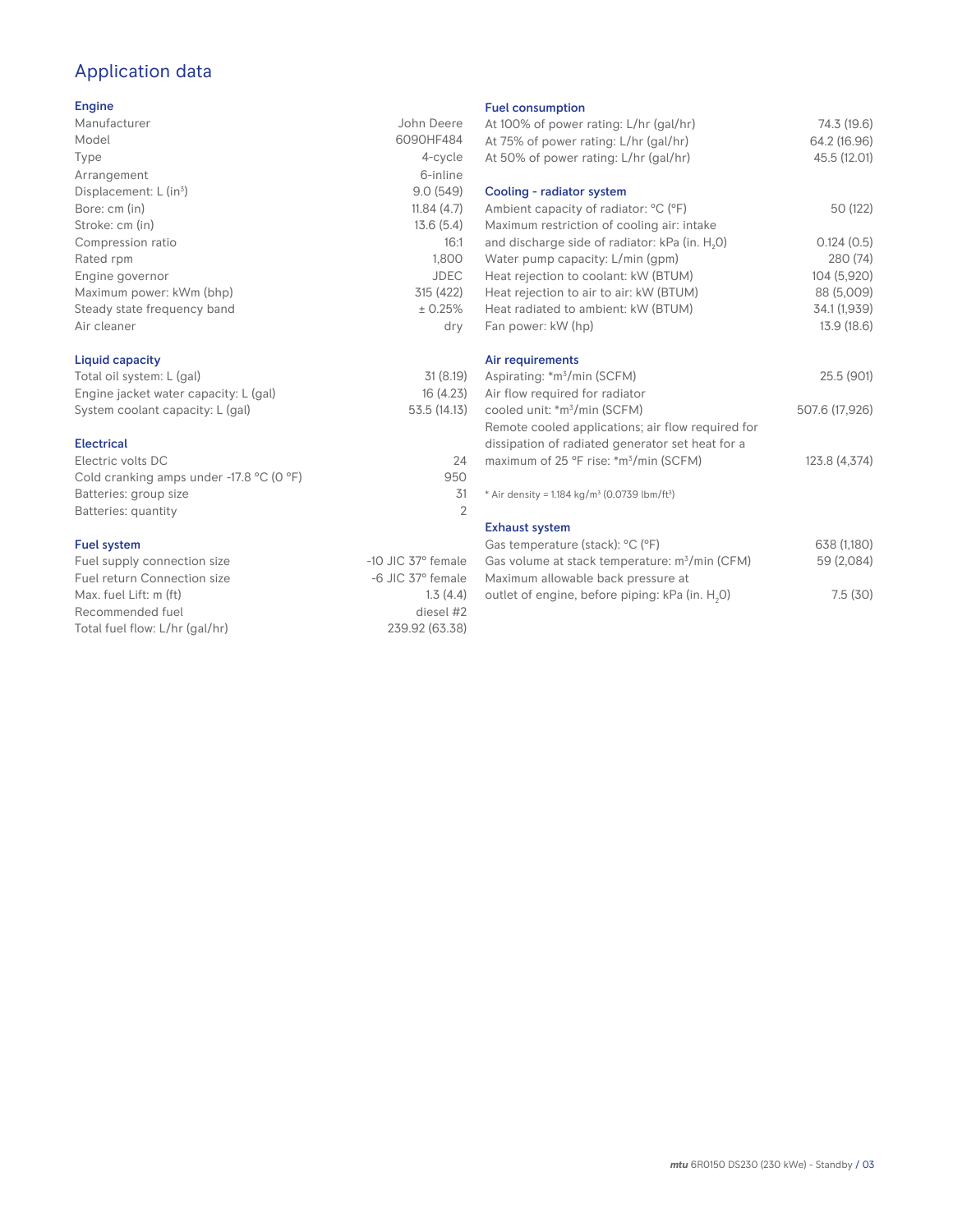# Application data

## Engine

| | |
|---|---|
| Manufacturer | John Deere |
| Model | 6090HF484 |
| Type | 4-cycle |
| Arrangement | 6-inline |
| Displacement: L ($in^3$) | 9.0 (549) |
| Bore: cm (in) | 11.84 (4.7) |
| Stroke: cm (in) | 13.6 (5.4) |
| Compression ratio | 16:1 |
| Rated rpm | 1,800 |
| Engine governor | JDEC |
| Maximum power: kWm (bhp) | 315 (422) |
| Steady state frequency band | ± 0.25% |
| Air cleaner | dry |

## Liquid capacity

| | |
|---|---|
| Total oil system: L (gal) | 31 (8.19) |
| Engine jacket water capacity: L (gal) | 16 (4.23) |
| System coolant capacity: L (gal) | 53.5 (14.13) |

## Electrical

| | |
|---|---|
| Electric volts DC | 24 |
| Cold cranking amps under -17.8 °C (0 °F) | 950 |
| Batteries: group size | 31 |
| Batteries: quantity | 2 |

## Fuel system

| | |
|---|---|
| Fuel supply connection size | -10 JIC 37° female |
| Fuel return Connection size | -6 JIC 37° female |
| Max. fuel Lift: m (ft) | 1.3 (4.4) |
| Recommended fuel | diesel #2 |
| Total fuel flow: L/hr (gal/hr) | 239.92 (63.38) |

## Fuel consumption

| | |
|---|---|
| At 100% of power rating: L/hr (gal/hr) | 74.3 (19.6) |
| At 75% of power rating: L/hr (gal/hr) | 64.2 (16.96) |
| At 50% of power rating: L/hr (gal/hr) | 45.5 (12.01) |

## Cooling - radiator system

| | |
|---|---|
| Ambient capacity of radiator: °C (°F) | 50 (122) |
| Maximum restriction of cooling air: intake and discharge side of radiator: kPa (in. $H_2O$) | 0.124 (0.5) |
| Water pump capacity: L/min (gpm) | 280 (74) |
| Heat rejection to coolant: kW (BTUM) | 104 (5,920) |
| Heat rejection to air to air: kW (BTUM) | 88 (5,009) |
| Heat radiated to ambient: kW (BTUM) | 34.1 (1,939) |
| Fan power: kW (hp) | 13.9 (18.6) |

## Air requirements

| | |
|---|---|
| Aspirating: *$m^3$/min (SCFM) | 25.5 (901) |
| Air flow required for radiator cooled unit: *$m^3$/min (SCFM) | 507.6 (17,926) |
| Remote cooled applications; air flow required for dissipation of radiated generator set heat for a maximum of 25 °F rise: *$m^3$/min (SCFM) | 123.8 (4,374) |

* Air density = 1.184 kg/$m^3$ (0.0739 lbm/$ft^3$)

## Exhaust system

| | |
|---|---|
| Gas temperature (stack): °C (°F) | 638 (1,180) |
| Gas volume at stack temperature: $m^3$/min (CFM) | 59 (2,084) |
| Maximum allowable back pressure at outlet of engine, before piping: kPa (in. $H_2O$) | 7.5 (30) |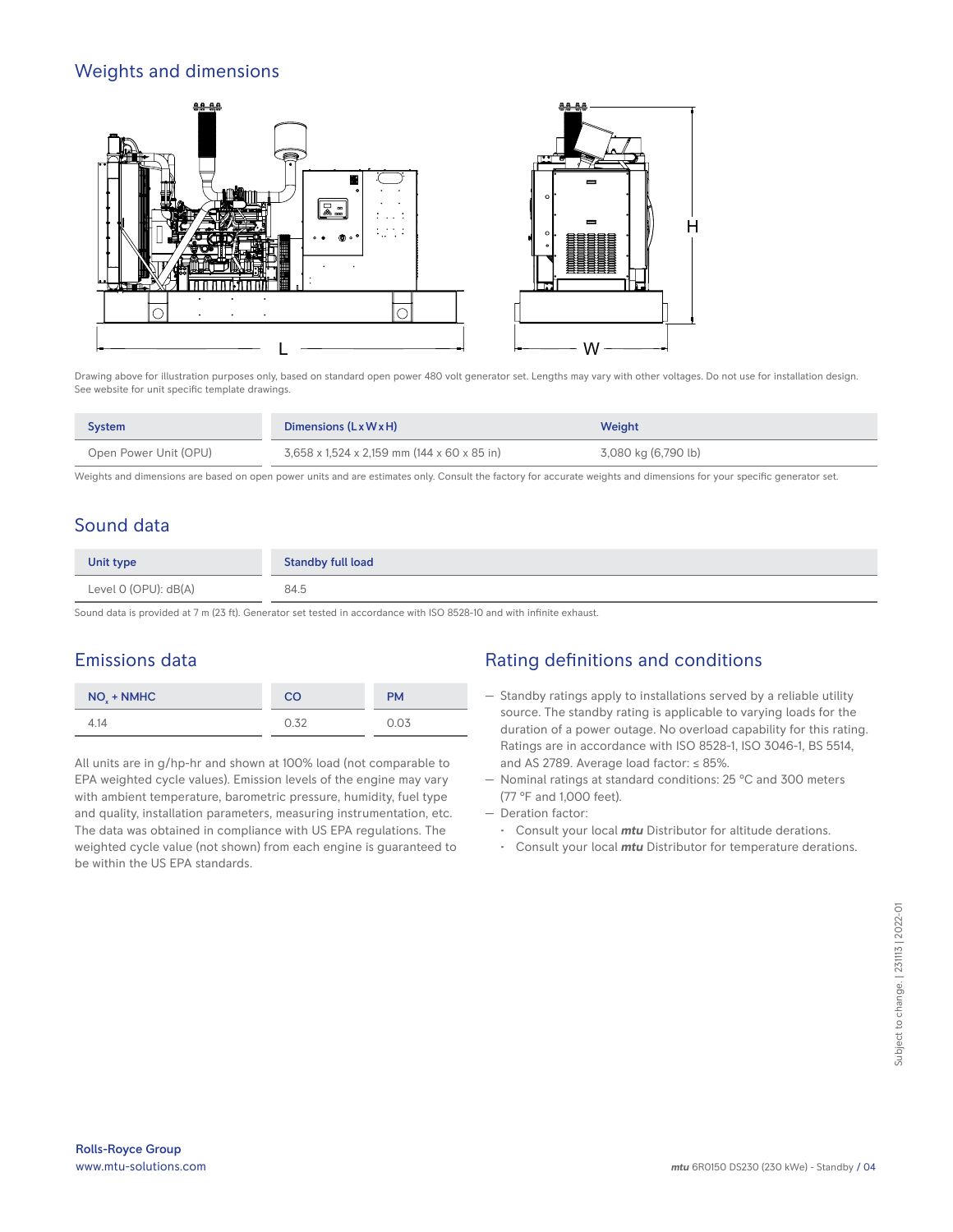## Weights and dimensions

L

W

H

Drawing above for illustration purposes only, based on standard open power 480 volt generator set. Lengths may vary with other voltages. Do not use for installation design. See website for unit specific template drawings.

| System | Dimensions (L x W x H) | Weight |
| --- | --- | --- |
| Open Power Unit (OPU) | 3,658 x 1,524 x 2,159 mm (144 x 60 x 85 in) | 3,080 kg (6,790 lb) |

Weights and dimensions are based on open power units and are estimates only. Consult the factory for accurate weights and dimensions for your specific generator set.

## Sound data

| Unit type | Standby full load |
| --- | --- |
| Level 0 (OPU): dB(A) | 84.5 |

Sound data is provided at 7 m (23 ft). Generator set tested in accordance with ISO 8528-10 and with infinite exhaust.

## Emissions data

| $NO_x$ + NMHC | CO | PM |
| --- | --- | --- |
| 4.14 | 0.32 | 0.03 |

All units are in g/hp-hr and shown at 100% load (not comparable to EPA weighted cycle values). Emission levels of the engine may vary with ambient temperature, barometric pressure, humidity, fuel type and quality, installation parameters, measuring instrumentation, etc. The data was obtained in compliance with US EPA regulations. The weighted cycle value (not shown) from each engine is guaranteed to be within the US EPA standards.

## Rating definitions and conditions

- Standby ratings apply to installations served by a reliable utility source. The standby rating is applicable to varying loads for the duration of a power outage. No overload capability for this rating. Ratings are in accordance with ISO 8528-1, ISO 3046-1, BS 5514, and AS 2789. Average load factor: ≤ 85%.
- Nominal ratings at standard conditions: 25 °C and 300 meters (77 °F and 1,000 feet).
- Deration factor:
  - Consult your local ***mtu*** Distributor for altitude derations.
  - Consult your local ***mtu*** Distributor for temperature derations.

Subject to change. | 231113 | 2022-01

Rolls-Royce Group
www.mtu-solutions.com